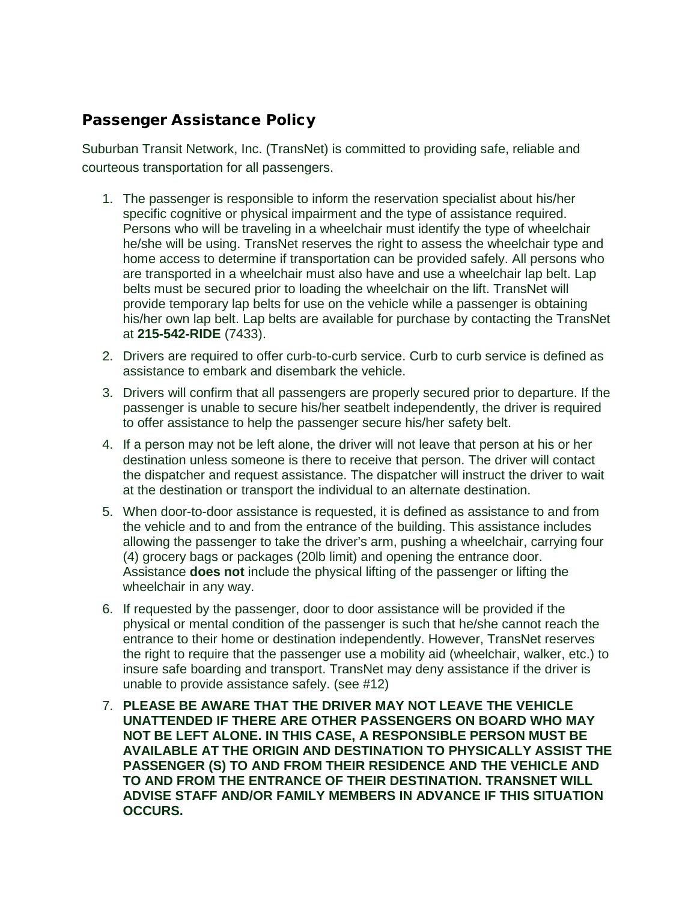## Passenger Assistance Policy

Suburban Transit Network, Inc. (TransNet) is committed to providing safe, reliable and courteous transportation for all passengers.

1. The passenger is responsible to inform the reservation specialist about his/her specific cognitive or physical impairment and the type of assistance required. Persons who will be traveling in a wheelchair must identify the type of wheelchair he/she will be using. TransNet reserves the right to assess the wheelchair type and home access to determine if transportation can be provided safely. All persons who are transported in a wheelchair must also have and use a wheelchair lap belt. Lap belts must be secured prior to loading the wheelchair on the lift. TransNet will provide temporary lap belts for use on the vehicle while a passenger is obtaining his/her own lap belt. Lap belts are available for purchase by contacting the TransNet at **215-542-RIDE** (7433).
2. Drivers are required to offer curb-to-curb service. Curb to curb service is defined as assistance to embark and disembark the vehicle.
3. Drivers will confirm that all passengers are properly secured prior to departure. If the passenger is unable to secure his/her seatbelt independently, the driver is required to offer assistance to help the passenger secure his/her safety belt.
4. If a person may not be left alone, the driver will not leave that person at his or her destination unless someone is there to receive that person. The driver will contact the dispatcher and request assistance. The dispatcher will instruct the driver to wait at the destination or transport the individual to an alternate destination.
5. When door-to-door assistance is requested, it is defined as assistance to and from the vehicle and to and from the entrance of the building. This assistance includes allowing the passenger to take the driver's arm, pushing a wheelchair, carrying four (4) grocery bags or packages (20lb limit) and opening the entrance door. Assistance **does not** include the physical lifting of the passenger or lifting the wheelchair in any way.
6. If requested by the passenger, door to door assistance will be provided if the physical or mental condition of the passenger is such that he/she cannot reach the entrance to their home or destination independently. However, TransNet reserves the right to require that the passenger use a mobility aid (wheelchair, walker, etc.) to insure safe boarding and transport. TransNet may deny assistance if the driver is unable to provide assistance safely. (see #12)
7. **PLEASE BE AWARE THAT THE DRIVER MAY NOT LEAVE THE VEHICLE UNATTENDED IF THERE ARE OTHER PASSENGERS ON BOARD WHO MAY NOT BE LEFT ALONE. IN THIS CASE, A RESPONSIBLE PERSON MUST BE AVAILABLE AT THE ORIGIN AND DESTINATION TO PHYSICALLY ASSIST THE PASSENGER (S) TO AND FROM THEIR RESIDENCE AND THE VEHICLE AND TO AND FROM THE ENTRANCE OF THEIR DESTINATION. TRANSNET WILL ADVISE STAFF AND/OR FAMILY MEMBERS IN ADVANCE IF THIS SITUATION OCCURS.**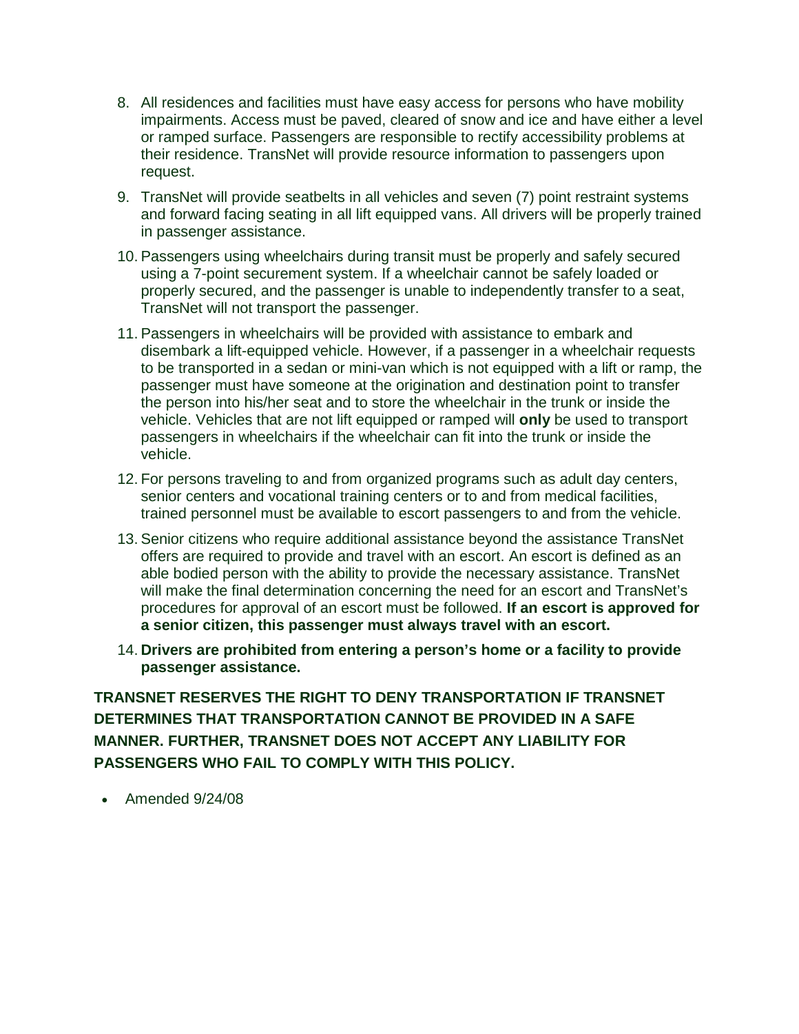8. All residences and facilities must have easy access for persons who have mobility impairments. Access must be paved, cleared of snow and ice and have either a level or ramped surface. Passengers are responsible to rectify accessibility problems at their residence. TransNet will provide resource information to passengers upon request.

9. TransNet will provide seatbelts in all vehicles and seven (7) point restraint systems and forward facing seating in all lift equipped vans. All drivers will be properly trained in passenger assistance.

10. Passengers using wheelchairs during transit must be properly and safely secured using a 7-point securement system. If a wheelchair cannot be safely loaded or properly secured, and the passenger is unable to independently transfer to a seat, TransNet will not transport the passenger.

11. Passengers in wheelchairs will be provided with assistance to embark and disembark a lift-equipped vehicle. However, if a passenger in a wheelchair requests to be transported in a sedan or mini-van which is not equipped with a lift or ramp, the passenger must have someone at the origination and destination point to transfer the person into his/her seat and to store the wheelchair in the trunk or inside the vehicle. Vehicles that are not lift equipped or ramped will **only** be used to transport passengers in wheelchairs if the wheelchair can fit into the trunk or inside the vehicle.

12. For persons traveling to and from organized programs such as adult day centers, senior centers and vocational training centers or to and from medical facilities, trained personnel must be available to escort passengers to and from the vehicle.

13. Senior citizens who require additional assistance beyond the assistance TransNet offers are required to provide and travel with an escort. An escort is defined as an able bodied person with the ability to provide the necessary assistance. TransNet will make the final determination concerning the need for an escort and TransNet's procedures for approval of an escort must be followed. **If an escort is approved for a senior citizen, this passenger must always travel with an escort.**

14. **Drivers are prohibited from entering a person's home or a facility to provide passenger assistance.**

**TRANSNET RESERVES THE RIGHT TO DENY TRANSPORTATION IF TRANSNET DETERMINES THAT TRANSPORTATION CANNOT BE PROVIDED IN A SAFE MANNER. FURTHER, TRANSNET DOES NOT ACCEPT ANY LIABILITY FOR PASSENGERS WHO FAIL TO COMPLY WITH THIS POLICY.**

- Amended 9/24/08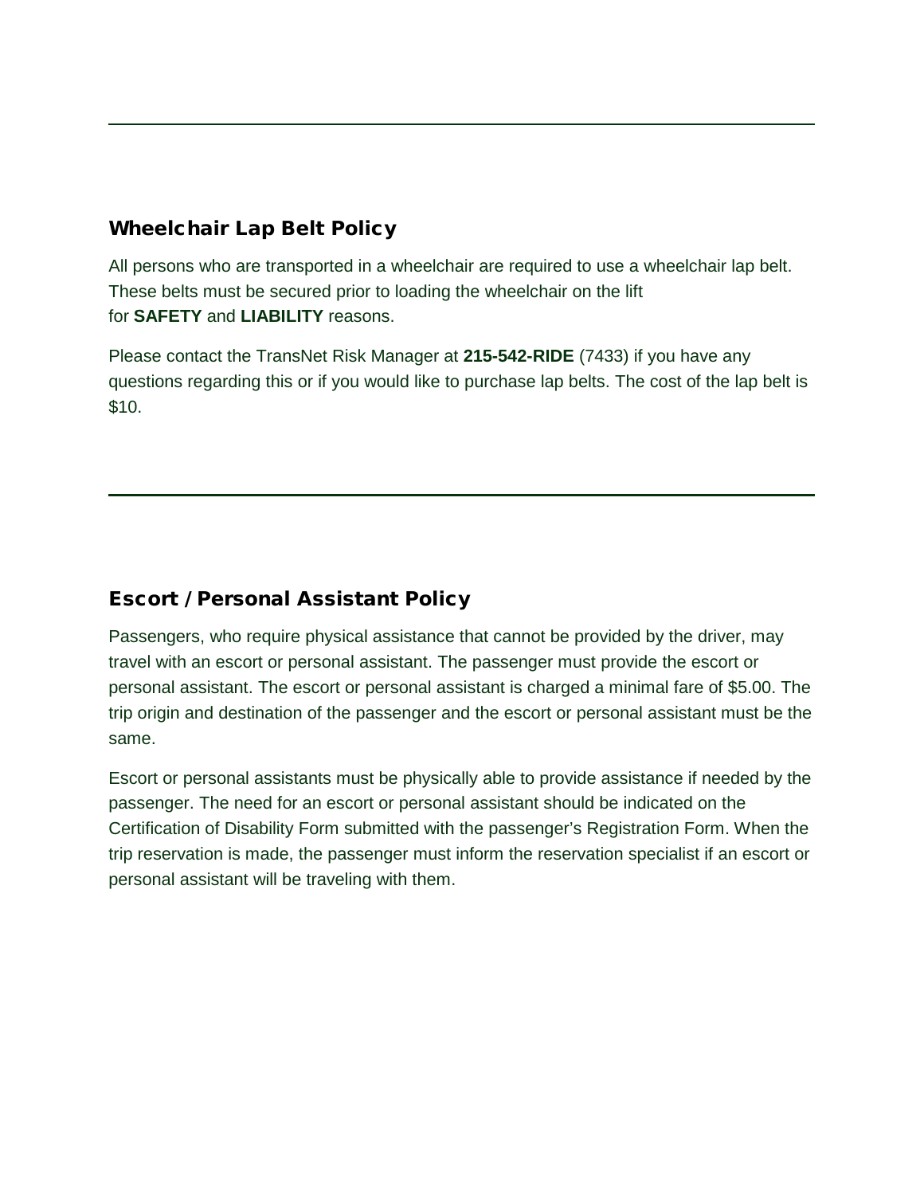---

## Wheelchair Lap Belt Policy

All persons who are transported in a wheelchair are required to use a wheelchair lap belt. These belts must be secured prior to loading the wheelchair on the lift for **SAFETY** and **LIABILITY** reasons.

Please contact the TransNet Risk Manager at **215-542-RIDE** (7433) if you have any questions regarding this or if you would like to purchase lap belts. The cost of the lap belt is $10.

---

## Escort / Personal Assistant Policy

Passengers, who require physical assistance that cannot be provided by the driver, may travel with an escort or personal assistant. The passenger must provide the escort or personal assistant. The escort or personal assistant is charged a minimal fare of $5.00. The trip origin and destination of the passenger and the escort or personal assistant must be the same.

Escort or personal assistants must be physically able to provide assistance if needed by the passenger. The need for an escort or personal assistant should be indicated on the Certification of Disability Form submitted with the passenger's Registration Form. When the trip reservation is made, the passenger must inform the reservation specialist if an escort or personal assistant will be traveling with them.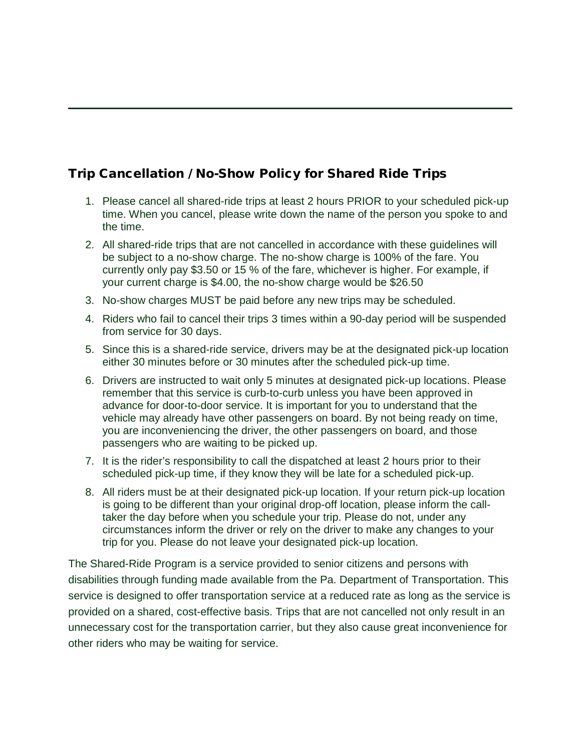## Trip Cancellation / No-Show Policy for Shared Ride Trips

1. Please cancel all shared-ride trips at least 2 hours PRIOR to your scheduled pick-up time. When you cancel, please write down the name of the person you spoke to and the time.
2. All shared-ride trips that are not cancelled in accordance with these guidelines will be subject to a no-show charge. The no-show charge is 100% of the fare. You currently only pay $3.50 or 15 % of the fare, whichever is higher. For example, if your current charge is $4.00, the no-show charge would be $26.50
3. No-show charges MUST be paid before any new trips may be scheduled.
4. Riders who fail to cancel their trips 3 times within a 90-day period will be suspended from service for 30 days.
5. Since this is a shared-ride service, drivers may be at the designated pick-up location either 30 minutes before or 30 minutes after the scheduled pick-up time.
6. Drivers are instructed to wait only 5 minutes at designated pick-up locations. Please remember that this service is curb-to-curb unless you have been approved in advance for door-to-door service. It is important for you to understand that the vehicle may already have other passengers on board. By not being ready on time, you are inconveniencing the driver, the other passengers on board, and those passengers who are waiting to be picked up.
7. It is the rider's responsibility to call the dispatched at least 2 hours prior to their scheduled pick-up time, if they know they will be late for a scheduled pick-up.
8. All riders must be at their designated pick-up location. If your return pick-up location is going to be different than your original drop-off location, please inform the call-taker the day before when you schedule your trip. Please do not, under any circumstances inform the driver or rely on the driver to make any changes to your trip for you. Please do not leave your designated pick-up location.

The Shared-Ride Program is a service provided to senior citizens and persons with disabilities through funding made available from the Pa. Department of Transportation. This service is designed to offer transportation service at a reduced rate as long as the service is provided on a shared, cost-effective basis. Trips that are not cancelled not only result in an unnecessary cost for the transportation carrier, but they also cause great inconvenience for other riders who may be waiting for service.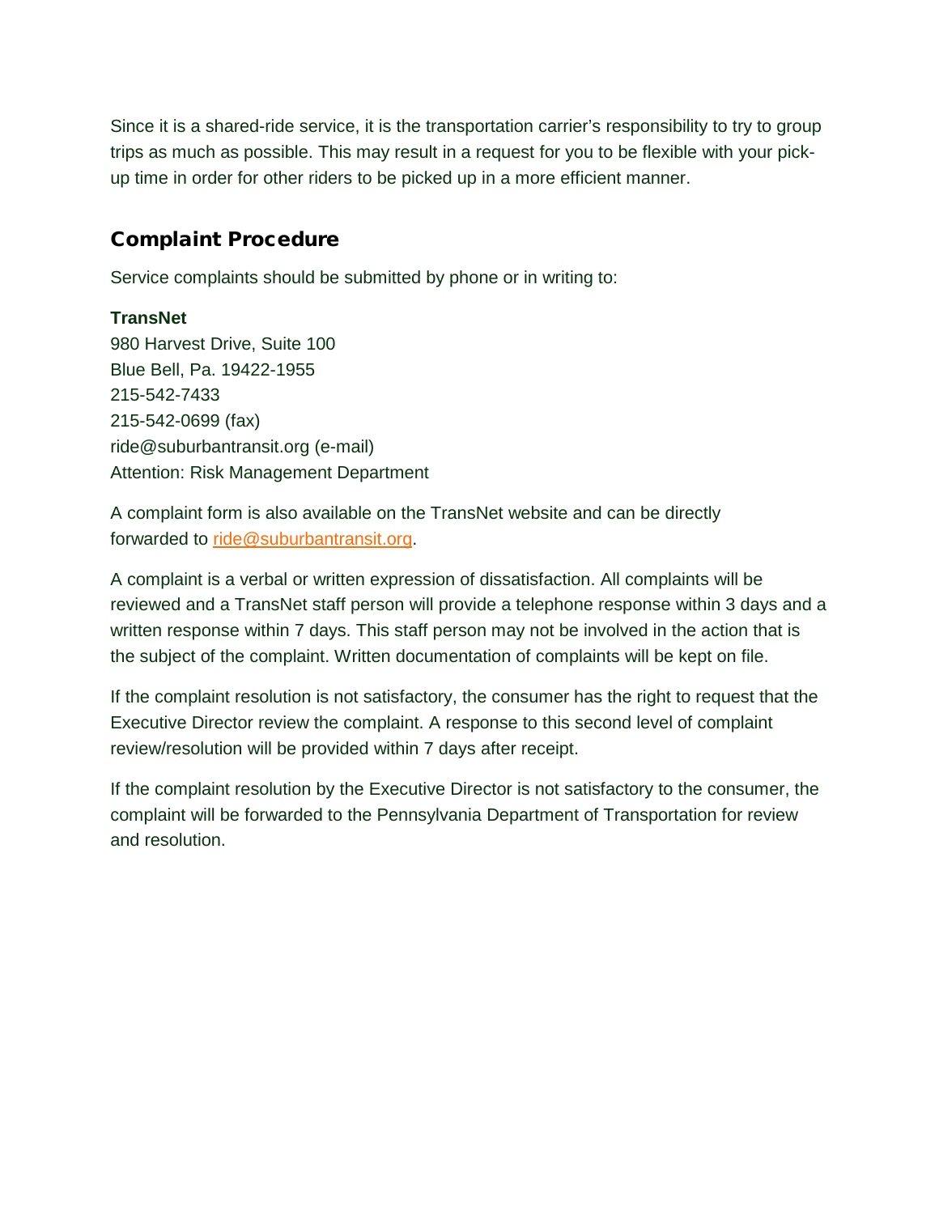Since it is a shared-ride service, it is the transportation carrier's responsibility to try to group trips as much as possible. This may result in a request for you to be flexible with your pick-up time in order for other riders to be picked up in a more efficient manner.

## Complaint Procedure

Service complaints should be submitted by phone or in writing to:

**TransNet**
980 Harvest Drive, Suite 100
Blue Bell, Pa. 19422-1955
215-542-7433
215-542-0699 (fax)
ride@suburbantransit.org (e-mail)
Attention: Risk Management Department

A complaint form is also available on the TransNet website and can be directly forwarded to ride@suburbantransit.org.

A complaint is a verbal or written expression of dissatisfaction. All complaints will be reviewed and a TransNet staff person will provide a telephone response within 3 days and a written response within 7 days. This staff person may not be involved in the action that is the subject of the complaint. Written documentation of complaints will be kept on file.

If the complaint resolution is not satisfactory, the consumer has the right to request that the Executive Director review the complaint. A response to this second level of complaint review/resolution will be provided within 7 days after receipt.

If the complaint resolution by the Executive Director is not satisfactory to the consumer, the complaint will be forwarded to the Pennsylvania Department of Transportation for review and resolution.